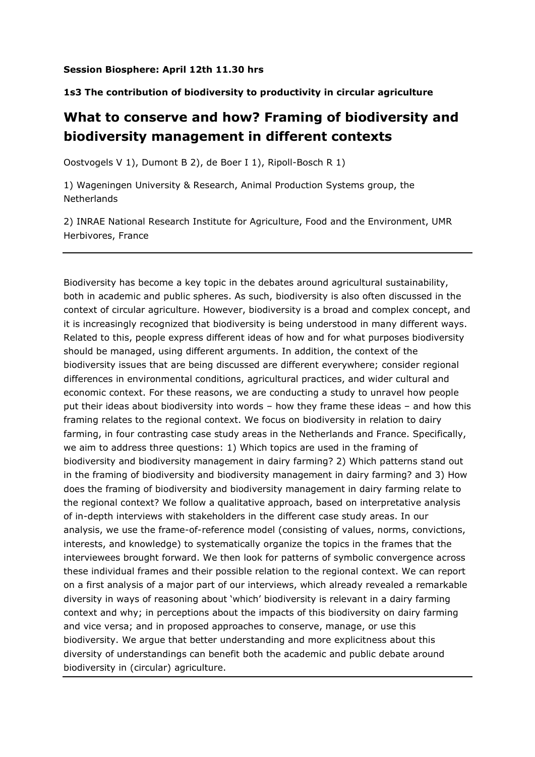**Session Biosphere: April 12th 11.30 hrs**

**1s3 The contribution of biodiversity to productivity in circular agriculture**

# What to conserve and how? Framing of biodiversity and biodiversity management in different contexts

Oostvogels V 1), Dumont B 2), de Boer I 1), Ripoll-Bosch R 1)

1) Wageningen University & Research, Animal Production Systems group, the Netherlands

2) INRAE National Research Institute for Agriculture, Food and the Environment, UMR Herbivores, France

---

Biodiversity has become a key topic in the debates around agricultural sustainability, both in academic and public spheres. As such, biodiversity is also often discussed in the context of circular agriculture. However, biodiversity is a broad and complex concept, and it is increasingly recognized that biodiversity is being understood in many different ways. Related to this, people express different ideas of how and for what purposes biodiversity should be managed, using different arguments. In addition, the context of the biodiversity issues that are being discussed are different everywhere; consider regional differences in environmental conditions, agricultural practices, and wider cultural and economic context. For these reasons, we are conducting a study to unravel how people put their ideas about biodiversity into words – how they frame these ideas – and how this framing relates to the regional context. We focus on biodiversity in relation to dairy farming, in four contrasting case study areas in the Netherlands and France. Specifically, we aim to address three questions: 1) Which topics are used in the framing of biodiversity and biodiversity management in dairy farming? 2) Which patterns stand out in the framing of biodiversity and biodiversity management in dairy farming? and 3) How does the framing of biodiversity and biodiversity management in dairy farming relate to the regional context? We follow a qualitative approach, based on interpretative analysis of in-depth interviews with stakeholders in the different case study areas. In our analysis, we use the frame-of-reference model (consisting of values, norms, convictions, interests, and knowledge) to systematically organize the topics in the frames that the interviewees brought forward. We then look for patterns of symbolic convergence across these individual frames and their possible relation to the regional context. We can report on a first analysis of a major part of our interviews, which already revealed a remarkable diversity in ways of reasoning about 'which' biodiversity is relevant in a dairy farming context and why; in perceptions about the impacts of this biodiversity on dairy farming and vice versa; and in proposed approaches to conserve, manage, or use this biodiversity. We argue that better understanding and more explicitness about this diversity of understandings can benefit both the academic and public debate around biodiversity in (circular) agriculture.

---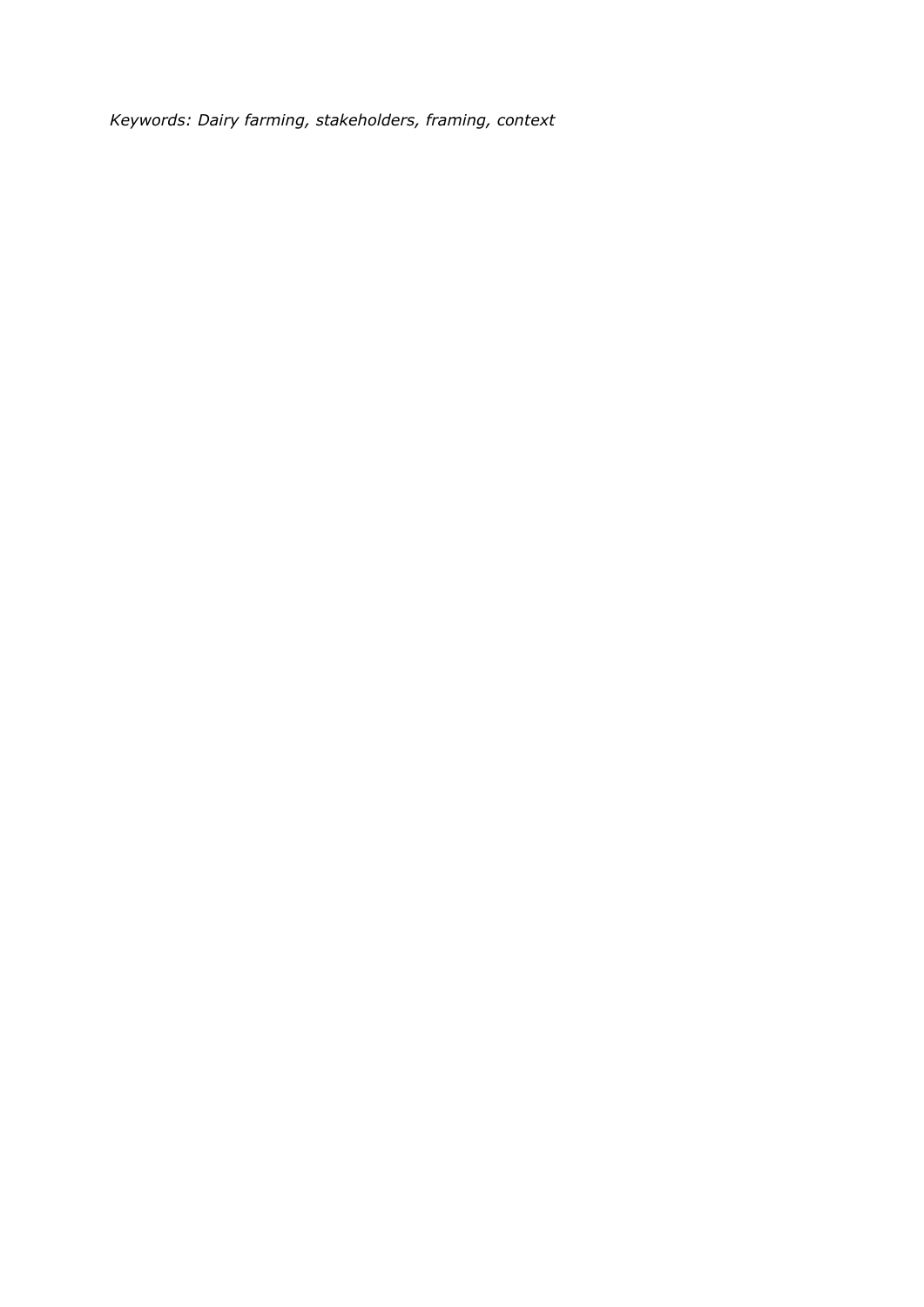*Keywords: Dairy farming, stakeholders, framing, context*